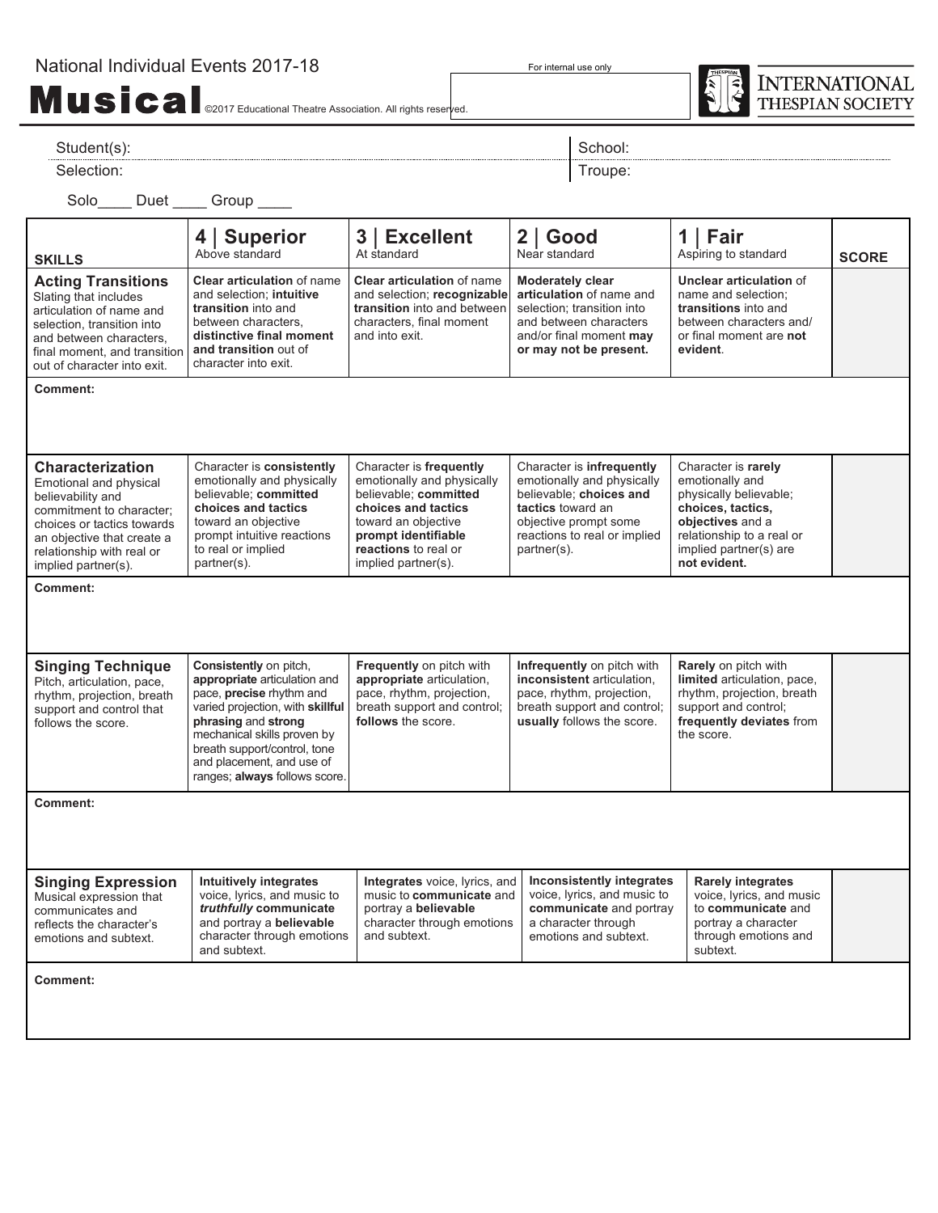National Individual Events 2017-18

# Musical

©2017 Educational Theatre Association. All rights reserved.

For internal use only

INTERNATIONAL THESPIAN SOCIETY

Student(s):

School:

Selection:

Troupe:

Solo____ Duet ____ Group ____

| SKILLS | 4 \| Superior<br>Above standard | 3 \| Excellent<br>At standard | 2 \| Good<br>Near standard | 1 \| Fair<br>Aspiring to standard | SCORE |
|---|---|---|---|---|---|
| **Acting Transitions**<br>Slating that includes articulation of name and selection, transition into and between characters, final moment, and transition out of character into exit. | **Clear articulation** of name and selection; **intuitive transition** into and between characters, **distinctive final moment and transition** out of character into exit. | **Clear articulation** of name and selection; **recognizable transition** into and between characters, final moment and into exit. | **Moderately clear articulation** of name and selection; transition into and between characters and/or final moment **may or may not be present.** | **Unclear articulation** of name and selection; **transitions** into and between characters and/ or final moment are **not evident**. | |
| **Comment:** | | | | | |
| **Characterization**<br>Emotional and physical believability and commitment to character; choices or tactics towards an objective that create a relationship with real or implied partner(s). | Character is **consistently** emotionally and physically believable; **committed choices and tactics** toward an objective prompt intuitive reactions to real or implied partner(s). | Character is **frequently** emotionally and physically believable; **committed choices and tactics** toward an objective **prompt identifiable reactions** to real or implied partner(s). | Character is **infrequently** emotionally and physically believable; **choices and tactics** toward an objective prompt some reactions to real or implied partner(s). | Character is **rarely** emotionally and physically believable; **choices, tactics, objectives** and a relationship to a real or implied partner(s) are **not evident.** | |
| **Comment:** | | | | | |
| **Singing Technique**<br>Pitch, articulation, pace, rhythm, projection, breath support and control that follows the score. | **Consistently** on pitch, **appropriate** articulation and pace, **precise** rhythm and varied projection, with **skillful phrasing** and **strong** mechanical skills proven by breath support/control, tone and placement, and use of ranges; **always** follows score. | **Frequently** on pitch with **appropriate** articulation, pace, rhythm, projection, breath support and control; **follows** the score. | **Infrequently** on pitch with **inconsistent** articulation, pace, rhythm, projection, breath support and control; **usually** follows the score. | **Rarely** on pitch with **limited** articulation, pace, rhythm, projection, breath support and control; **frequently deviates** from the score. | |
| **Comment:** | | | | | |
| **Singing Expression**<br>Musical expression that communicates and reflects the character's emotions and subtext. | **Intuitively integrates** voice, lyrics, and music to ***truthfully* communicate** and portray a **believable** character through emotions and subtext. | **Integrates** voice, lyrics, and music to **communicate** and portray a **believable** character through emotions and subtext. | **Inconsistently integrates** voice, lyrics, and music to **communicate** and portray a character through emotions and subtext. | **Rarely integrates** voice, lyrics, and music to **communicate** and portray a character through emotions and subtext. | |
| **Comment:** | | | | | |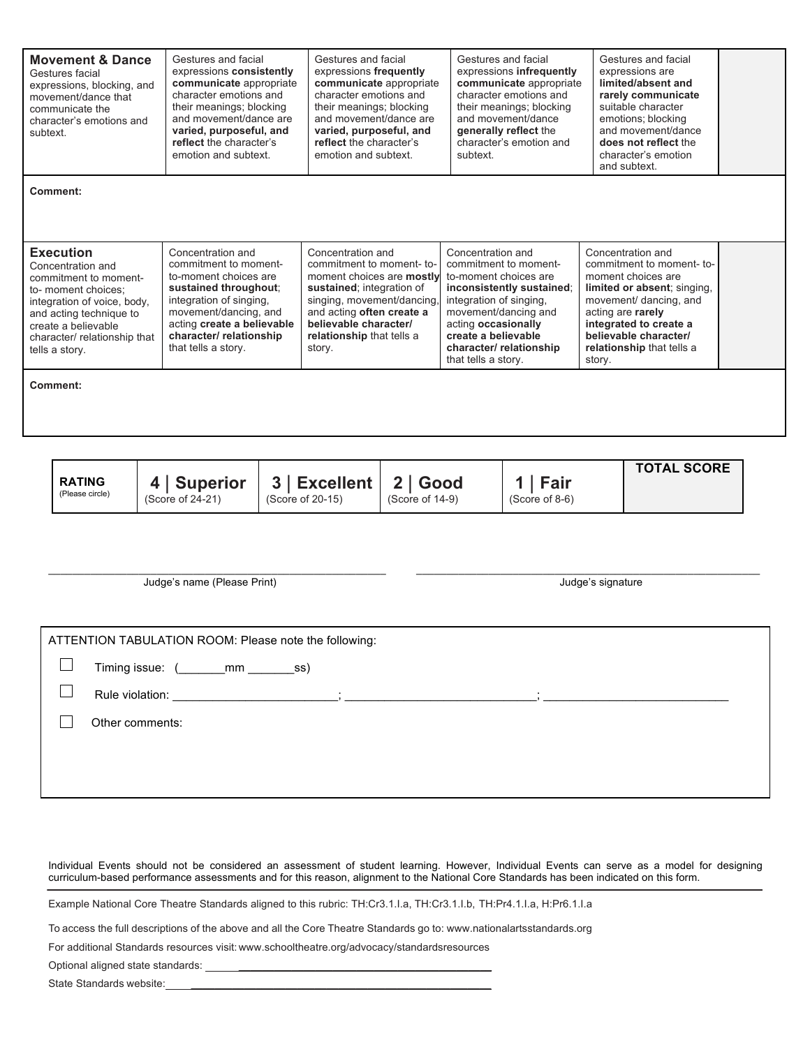| | | | | | |
|---|---|---|---|---|---|
| **Movement & Dance**<br>Gestures facial expressions, blocking, and movement/dance that communicate the character's emotions and subtext. | Gestures and facial expressions **consistently communicate** appropriate character emotions and their meanings; blocking and movement/dance are **varied, purposeful, and reflect** the character's emotion and subtext. | Gestures and facial expressions **frequently communicate** appropriate character emotions and their meanings; blocking and movement/dance are **varied, purposeful, and reflect** the character's emotion and subtext. | Gestures and facial expressions **infrequently communicate** appropriate character emotions and their meanings; blocking and movement/dance **generally reflect** the character's emotion and subtext. | Gestures and facial expressions are **limited/absent and rarely communicate** suitable character emotions; blocking and movement/dance **does not reflect** the character's emotion and subtext. | |
| **Comment:** | | | | | |
| **Execution**<br>Concentration and commitment to moment-to- moment choices; integration of voice, body, and acting technique to create a believable character/ relationship that tells a story. | Concentration and commitment to moment-to-moment choices are **sustained throughout**; integration of singing, movement/dancing, and acting **create a believable character/ relationship** that tells a story. | Concentration and commitment to moment- to-moment choices are **mostly sustained**; integration of singing, movement/dancing, and acting **often create a believable character/ relationship** that tells a story. | Concentration and commitment to moment-to-moment choices are **inconsistently sustained**; integration of singing, movement/dancing and acting **occasionally create a believable character/ relationship** that tells a story. | Concentration and commitment to moment- to-moment choices are **limited or absent**; singing, movement/ dancing, and acting are **rarely integrated to create a believable character/ relationship** that tells a story. | |
| **Comment:** | | | | | |

| **RATING** (Please circle) | **4 \| Superior** (Score of 24-21) | **3 \| Excellent** (Score of 20-15) | **2 \| Good** (Score of 14-9) | **1 \| Fair** (Score of 8-6) | **TOTAL SCORE** |
|---|---|---|---|---|---|

_______________________________ Judge's name (Please Print)

_______________________________ Judge's signature

ATTENTION TABULATION ROOM: Please note the following:

☐ Timing issue: (_______mm _______ss)

☐ Rule violation: ________________________; ____________________________; ____________________________

☐ Other comments:

Individual Events should not be considered an assessment of student learning. However, Individual Events can serve as a model for designing curriculum-based performance assessments and for this reason, alignment to the National Core Standards has been indicated on this form.

Example National Core Theatre Standards aligned to this rubric: TH:Cr3.1.I.a, TH:Cr3.1.I.b, TH:Pr4.1.I.a, H:Pr6.1.I.a

To access the full descriptions of the above and all the Core Theatre Standards go to: www.nationalartsstandards.org

For additional Standards resources visit: www.schooltheatre.org/advocacy/standardsresources

Optional aligned state standards: ___________________________________________

State Standards website: ___________________________________________